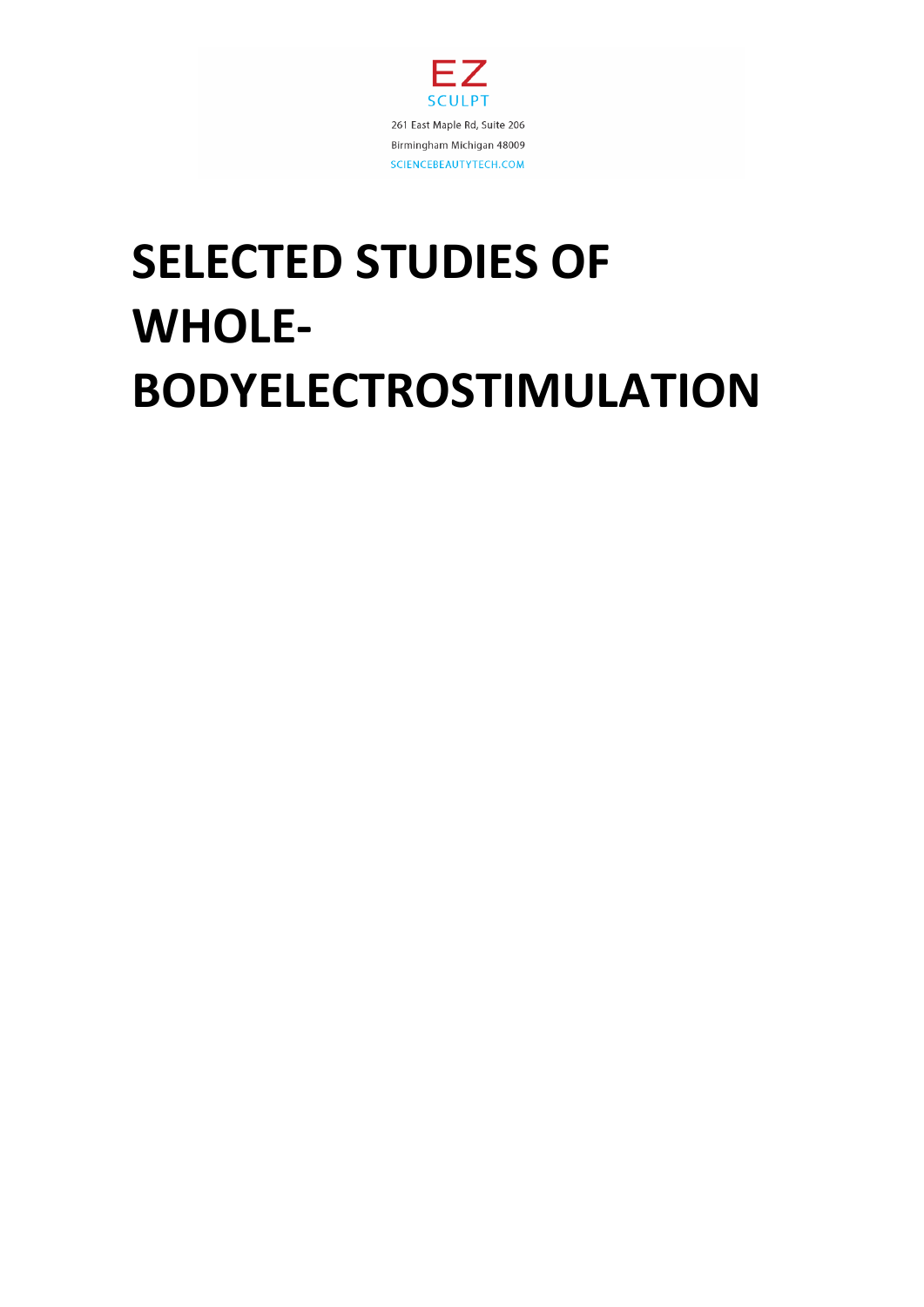EZ

SCULPT

261 East Maple Rd, Suite 206

Birmingham Michigan 48009

SCIENCEBEAUTYTECH.COM

# SELECTED STUDIES OF WHOLE-BODYELECTROSTIMULATION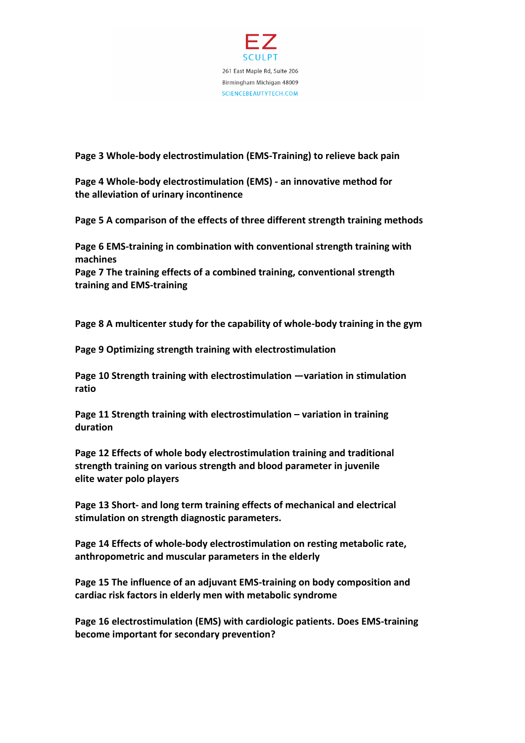EZ
SCULPT

261 East Maple Rd, Suite 206

Birmingham Michigan 48009

SCIENCEBEAUTYTECH.COM

**Page 3 Whole-body electrostimulation (EMS-Training) to relieve back pain**

**Page 4 Whole-body electrostimulation (EMS) - an innovative method for the alleviation of urinary incontinence**

**Page 5 A comparison of the effects of three different strength training methods**

**Page 6 EMS-training in combination with conventional strength training with machines**

**Page 7 The training effects of a combined training, conventional strength training and EMS-training**

**Page 8 A multicenter study for the capability of whole-body training in the gym**

**Page 9 Optimizing strength training with electrostimulation**

**Page 10 Strength training with electrostimulation —variation in stimulation ratio**

**Page 11 Strength training with electrostimulation – variation in training duration**

**Page 12 Effects of whole body electrostimulation training and traditional strength training on various strength and blood parameter in juvenile elite water polo players**

**Page 13 Short- and long term training effects of mechanical and electrical stimulation on strength diagnostic parameters.**

**Page 14 Effects of whole-body electrostimulation on resting metabolic rate, anthropometric and muscular parameters in the elderly**

**Page 15 The influence of an adjuvant EMS-training on body composition and cardiac risk factors in elderly men with metabolic syndrome**

**Page 16 electrostimulation (EMS) with cardiologic patients. Does EMS-training become important for secondary prevention?**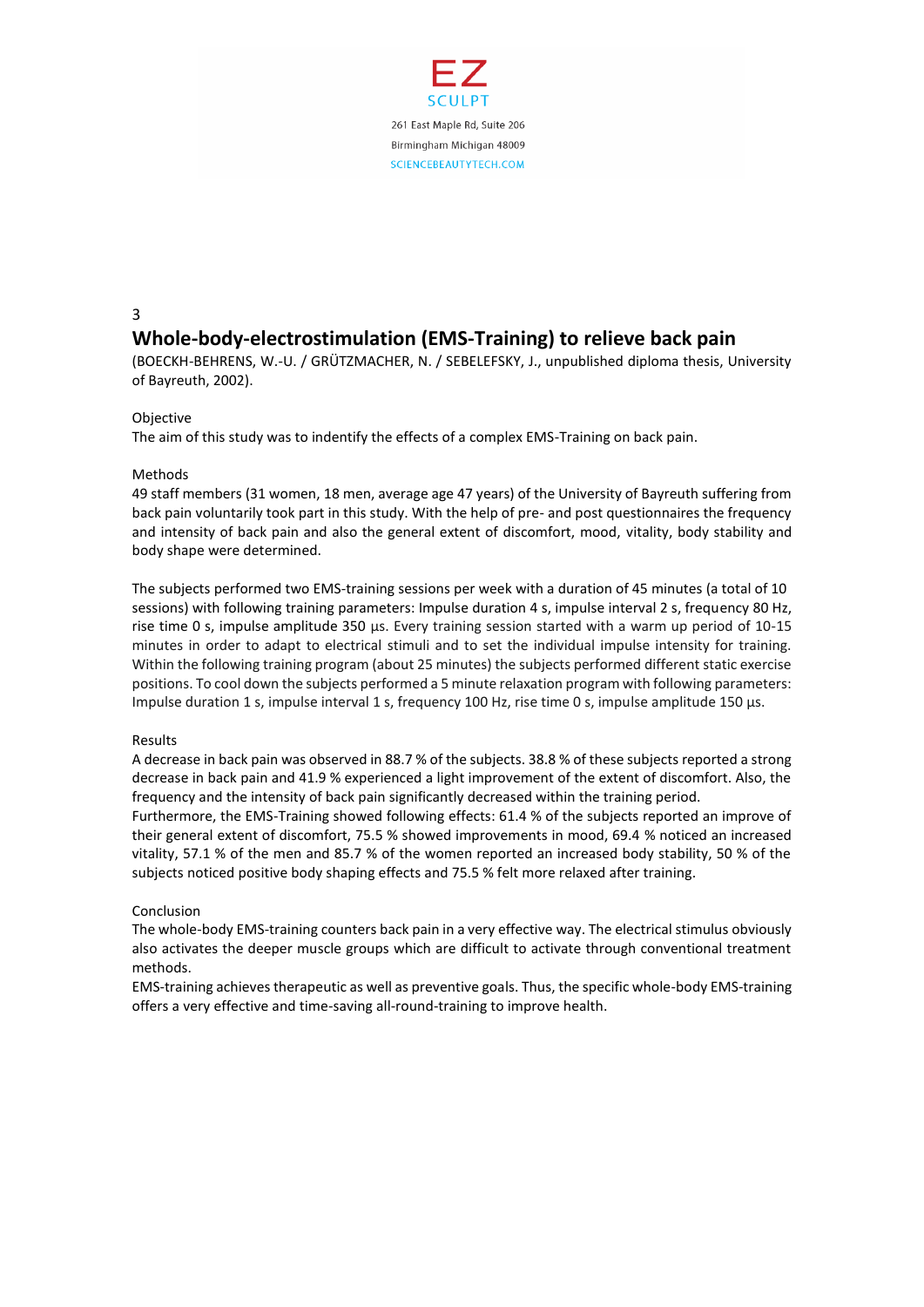3

## Whole-body-electrostimulation (EMS-Training) to relieve back pain

(BOECKH-BEHRENS, W.-U. / GRÜTZMACHER, N. / SEBELEFSKY, J., unpublished diploma thesis, University of Bayreuth, 2002).

Objective

The aim of this study was to indentify the effects of a complex EMS-Training on back pain.

Methods

49 staff members (31 women, 18 men, average age 47 years) of the University of Bayreuth suffering from back pain voluntarily took part in this study. With the help of pre- and post questionnaires the frequency and intensity of back pain and also the general extent of discomfort, mood, vitality, body stability and body shape were determined.

The subjects performed two EMS-training sessions per week with a duration of 45 minutes (a total of 10 sessions) with following training parameters: Impulse duration 4 s, impulse interval 2 s, frequency 80 Hz, rise time 0 s, impulse amplitude 350 µs. Every training session started with a warm up period of 10-15 minutes in order to adapt to electrical stimuli and to set the individual impulse intensity for training. Within the following training program (about 25 minutes) the subjects performed different static exercise positions. To cool down the subjects performed a 5 minute relaxation program with following parameters: Impulse duration 1 s, impulse interval 1 s, frequency 100 Hz, rise time 0 s, impulse amplitude 150 µs.

Results

A decrease in back pain was observed in 88.7 % of the subjects. 38.8 % of these subjects reported a strong decrease in back pain and 41.9 % experienced a light improvement of the extent of discomfort. Also, the frequency and the intensity of back pain significantly decreased within the training period.
Furthermore, the EMS-Training showed following effects: 61.4 % of the subjects reported an improve of their general extent of discomfort, 75.5 % showed improvements in mood, 69.4 % noticed an increased vitality, 57.1 % of the men and 85.7 % of the women reported an increased body stability, 50 % of the subjects noticed positive body shaping effects and 75.5 % felt more relaxed after training.

Conclusion

The whole-body EMS-training counters back pain in a very effective way. The electrical stimulus obviously also activates the deeper muscle groups which are difficult to activate through conventional treatment methods.
EMS-training achieves therapeutic as well as preventive goals. Thus, the specific whole-body EMS-training offers a very effective and time-saving all-round-training to improve health.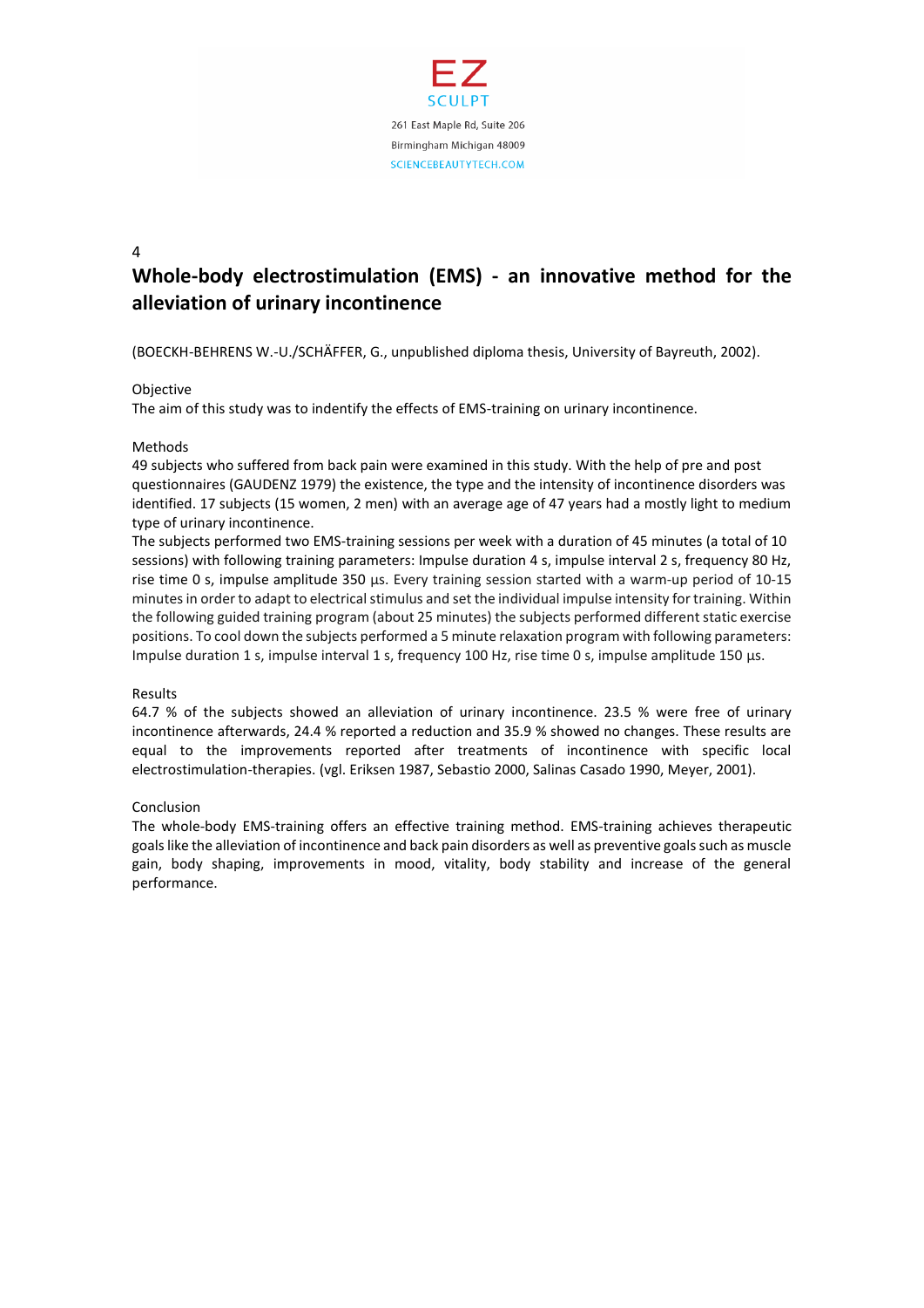# Whole-body electrostimulation (EMS) - an innovative method for the alleviation of urinary incontinence

(BOECKH-BEHRENS W.-U./SCHÄFFER, G., unpublished diploma thesis, University of Bayreuth, 2002).

Objective

The aim of this study was to indentify the effects of EMS-training on urinary incontinence.

Methods

49 subjects who suffered from back pain were examined in this study. With the help of pre and post questionnaires (GAUDENZ 1979) the existence, the type and the intensity of incontinence disorders was identified. 17 subjects (15 women, 2 men) with an average age of 47 years had a mostly light to medium type of urinary incontinence.

The subjects performed two EMS-training sessions per week with a duration of 45 minutes (a total of 10 sessions) with following training parameters: Impulse duration 4 s, impulse interval 2 s, frequency 80 Hz, rise time 0 s, impulse amplitude 350 µs. Every training session started with a warm-up period of 10-15 minutes in order to adapt to electrical stimulus and set the individual impulse intensity for training. Within the following guided training program (about 25 minutes) the subjects performed different static exercise positions. To cool down the subjects performed a 5 minute relaxation program with following parameters: Impulse duration 1 s, impulse interval 1 s, frequency 100 Hz, rise time 0 s, impulse amplitude 150 µs.

Results

64.7 % of the subjects showed an alleviation of urinary incontinence. 23.5 % were free of urinary incontinence afterwards, 24.4 % reported a reduction and 35.9 % showed no changes. These results are equal to the improvements reported after treatments of incontinence with specific local electrostimulation-therapies. (vgl. Eriksen 1987, Sebastio 2000, Salinas Casado 1990, Meyer, 2001).

Conclusion

The whole-body EMS-training offers an effective training method. EMS-training achieves therapeutic goals like the alleviation of incontinence and back pain disorders as well as preventive goals such as muscle gain, body shaping, improvements in mood, vitality, body stability and increase of the general performance.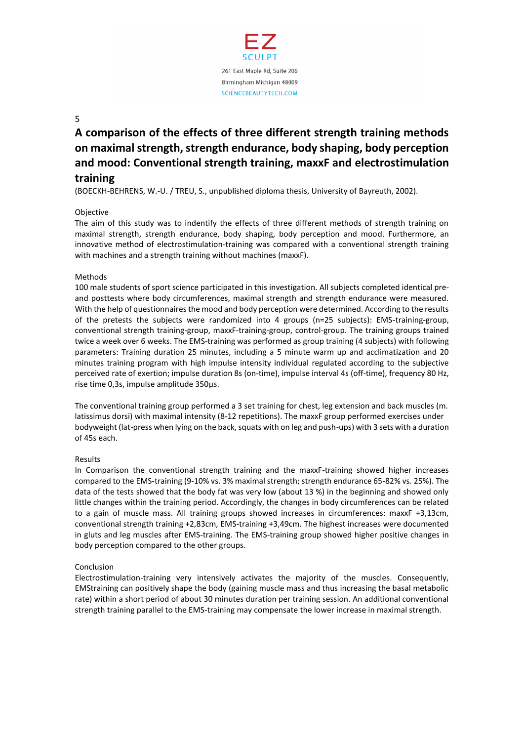# A comparison of the effects of three different strength training methods on maximal strength, strength endurance, body shaping, body perception and mood: Conventional strength training, maxxF and electrostimulation training

(BOECKH-BEHRENS, W.-U. / TREU, S., unpublished diploma thesis, University of Bayreuth, 2002).

Objective

The aim of this study was to indentify the effects of three different methods of strength training on maximal strength, strength endurance, body shaping, body perception and mood. Furthermore, an innovative method of electrostimulation-training was compared with a conventional strength training with machines and a strength training without machines (maxxF).

Methods

100 male students of sport science participated in this investigation. All subjects completed identical pre- and posttests where body circumferences, maximal strength and strength endurance were measured. With the help of questionnaires the mood and body perception were determined. According to the results of the pretests the subjects were randomized into 4 groups (n=25 subjects): EMS-training-group, conventional strength training-group, maxxF-training-group, control-group. The training groups trained twice a week over 6 weeks. The EMS-training was performed as group training (4 subjects) with following parameters: Training duration 25 minutes, including a 5 minute warm up and acclimatization and 20 minutes training program with high impulse intensity individual regulated according to the subjective perceived rate of exertion; impulse duration 8s (on-time), impulse interval 4s (off-time), frequency 80 Hz, rise time 0,3s, impulse amplitude 350µs.

The conventional training group performed a 3 set training for chest, leg extension and back muscles (m. latissimus dorsi) with maximal intensity (8-12 repetitions). The maxxF group performed exercises under bodyweight (lat-press when lying on the back, squats with on leg and push-ups) with 3 sets with a duration of 45s each.

Results

In Comparison the conventional strength training and the maxxF-training showed higher increases compared to the EMS-training (9-10% vs. 3% maximal strength; strength endurance 65-82% vs. 25%). The data of the tests showed that the body fat was very low (about 13 %) in the beginning and showed only little changes within the training period. Accordingly, the changes in body circumferences can be related to a gain of muscle mass. All training groups showed increases in circumferences: maxxF +3,13cm, conventional strength training +2,83cm, EMS-training +3,49cm. The highest increases were documented in gluts and leg muscles after EMS-training. The EMS-training group showed higher positive changes in body perception compared to the other groups.

Conclusion

Electrostimulation-training very intensively activates the majority of the muscles. Consequently, EMStraining can positively shape the body (gaining muscle mass and thus increasing the basal metabolic rate) within a short period of about 30 minutes duration per training session. An additional conventional strength training parallel to the EMS-training may compensate the lower increase in maximal strength.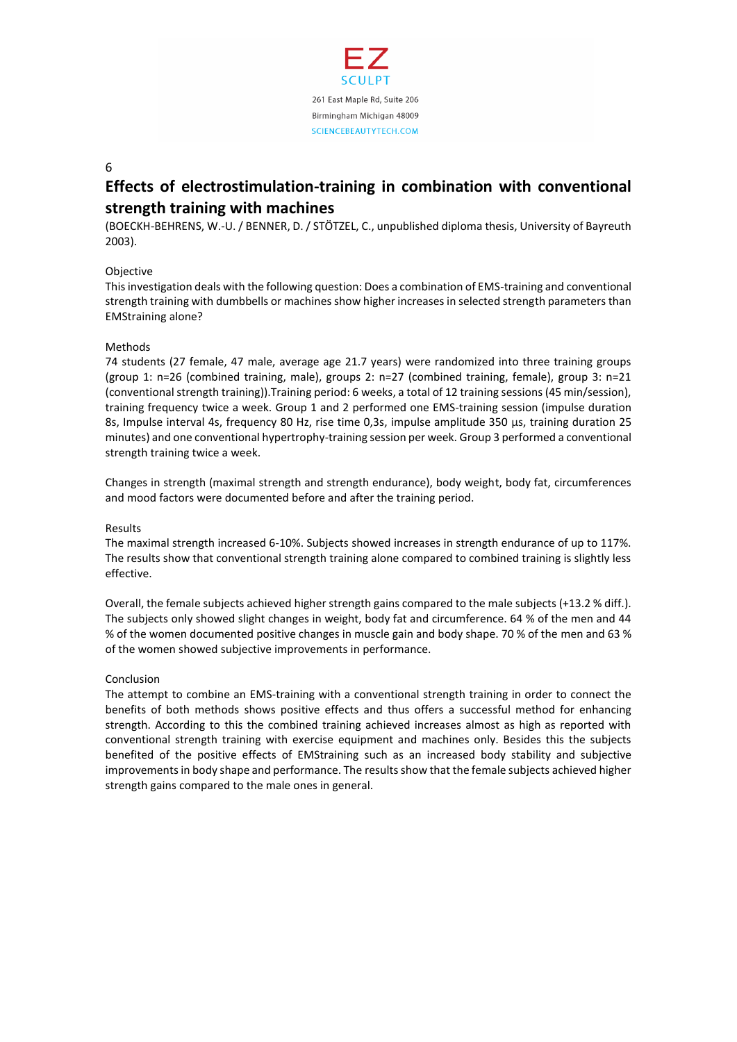6

## Effects of electrostimulation-training in combination with conventional strength training with machines

(BOECKH-BEHRENS, W.-U. / BENNER, D. / STÖTZEL, C., unpublished diploma thesis, University of Bayreuth 2003).

Objective

This investigation deals with the following question: Does a combination of EMS-training and conventional strength training with dumbbells or machines show higher increases in selected strength parameters than EMStraining alone?

Methods

74 students (27 female, 47 male, average age 21.7 years) were randomized into three training groups (group 1: n=26 (combined training, male), groups 2: n=27 (combined training, female), group 3: n=21 (conventional strength training)).Training period: 6 weeks, a total of 12 training sessions (45 min/session), training frequency twice a week. Group 1 and 2 performed one EMS-training session (impulse duration 8s, Impulse interval 4s, frequency 80 Hz, rise time 0,3s, impulse amplitude 350 µs, training duration 25 minutes) and one conventional hypertrophy-training session per week. Group 3 performed a conventional strength training twice a week.

Changes in strength (maximal strength and strength endurance), body weight, body fat, circumferences and mood factors were documented before and after the training period.

Results

The maximal strength increased 6-10%. Subjects showed increases in strength endurance of up to 117%. The results show that conventional strength training alone compared to combined training is slightly less effective.

Overall, the female subjects achieved higher strength gains compared to the male subjects (+13.2 % diff.). The subjects only showed slight changes in weight, body fat and circumference. 64 % of the men and 44 % of the women documented positive changes in muscle gain and body shape. 70 % of the men and 63 % of the women showed subjective improvements in performance.

Conclusion

The attempt to combine an EMS-training with a conventional strength training in order to connect the benefits of both methods shows positive effects and thus offers a successful method for enhancing strength. According to this the combined training achieved increases almost as high as reported with conventional strength training with exercise equipment and machines only. Besides this the subjects benefited of the positive effects of EMStraining such as an increased body stability and subjective improvements in body shape and performance. The results show that the female subjects achieved higher strength gains compared to the male ones in general.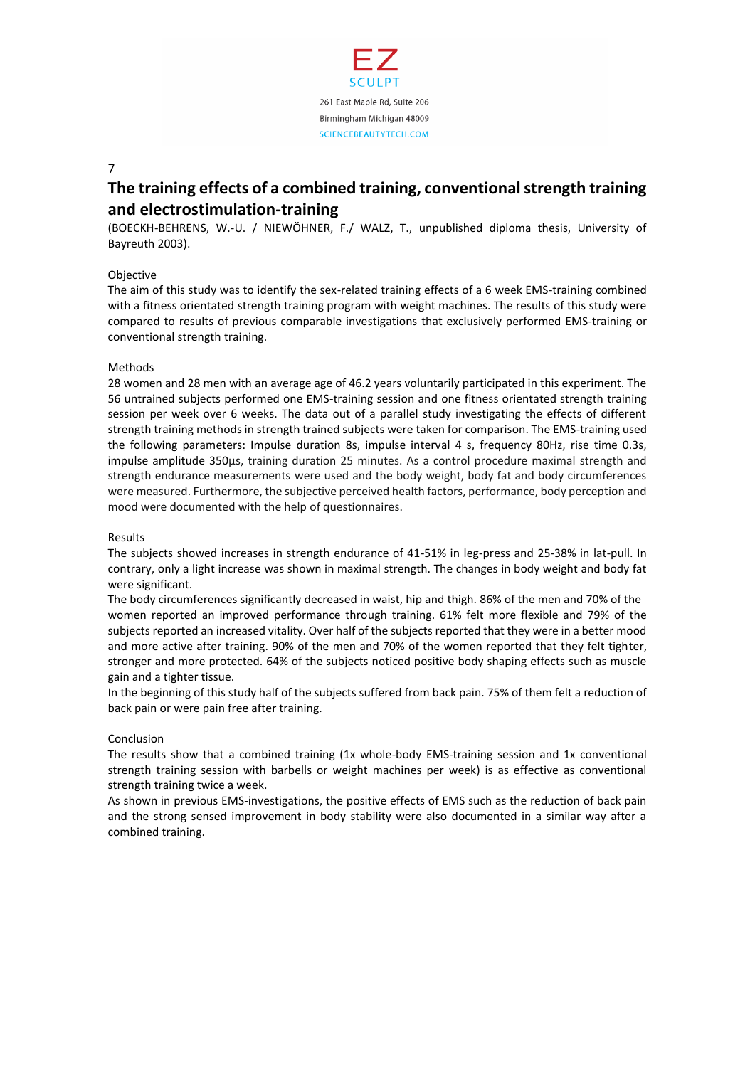## The training effects of a combined training, conventional strength training and electrostimulation-training

(BOECKH-BEHRENS, W.-U. / NIEWÖHNER, F./ WALZ, T., unpublished diploma thesis, University of Bayreuth 2003).

Objective

The aim of this study was to identify the sex-related training effects of a 6 week EMS-training combined with a fitness orientated strength training program with weight machines. The results of this study were compared to results of previous comparable investigations that exclusively performed EMS-training or conventional strength training.

Methods

28 women and 28 men with an average age of 46.2 years voluntarily participated in this experiment. The 56 untrained subjects performed one EMS-training session and one fitness orientated strength training session per week over 6 weeks. The data out of a parallel study investigating the effects of different strength training methods in strength trained subjects were taken for comparison. The EMS-training used the following parameters: Impulse duration 8s, impulse interval 4 s, frequency 80Hz, rise time 0.3s, impulse amplitude 350µs, training duration 25 minutes. As a control procedure maximal strength and strength endurance measurements were used and the body weight, body fat and body circumferences were measured. Furthermore, the subjective perceived health factors, performance, body perception and mood were documented with the help of questionnaires.

Results

The subjects showed increases in strength endurance of 41-51% in leg-press and 25-38% in lat-pull. In contrary, only a light increase was shown in maximal strength. The changes in body weight and body fat were significant.

The body circumferences significantly decreased in waist, hip and thigh. 86% of the men and 70% of the women reported an improved performance through training. 61% felt more flexible and 79% of the subjects reported an increased vitality. Over half of the subjects reported that they were in a better mood and more active after training. 90% of the men and 70% of the women reported that they felt tighter, stronger and more protected. 64% of the subjects noticed positive body shaping effects such as muscle gain and a tighter tissue.

In the beginning of this study half of the subjects suffered from back pain. 75% of them felt a reduction of back pain or were pain free after training.

Conclusion

The results show that a combined training (1x whole-body EMS-training session and 1x conventional strength training session with barbells or weight machines per week) is as effective as conventional strength training twice a week.

As shown in previous EMS-investigations, the positive effects of EMS such as the reduction of back pain and the strong sensed improvement in body stability were also documented in a similar way after a combined training.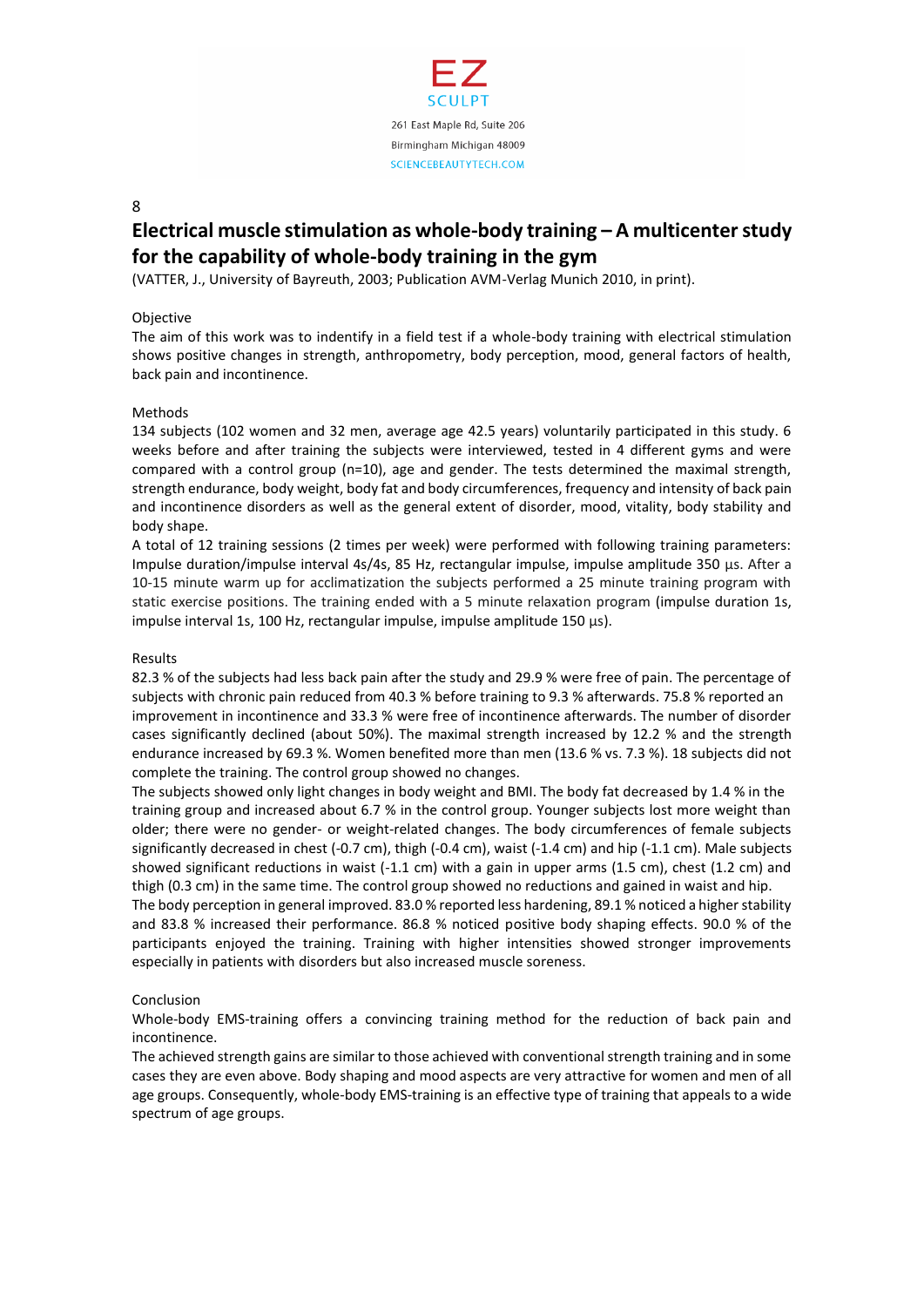## Electrical muscle stimulation as whole-body training – A multicenter study for the capability of whole-body training in the gym

(VATTER, J., University of Bayreuth, 2003; Publication AVM-Verlag Munich 2010, in print).

### Objective

The aim of this work was to indentify in a field test if a whole-body training with electrical stimulation shows positive changes in strength, anthropometry, body perception, mood, general factors of health, back pain and incontinence.

### Methods

134 subjects (102 women and 32 men, average age 42.5 years) voluntarily participated in this study. 6 weeks before and after training the subjects were interviewed, tested in 4 different gyms and were compared with a control group (n=10), age and gender. The tests determined the maximal strength, strength endurance, body weight, body fat and body circumferences, frequency and intensity of back pain and incontinence disorders as well as the general extent of disorder, mood, vitality, body stability and body shape.

A total of 12 training sessions (2 times per week) were performed with following training parameters: Impulse duration/impulse interval 4s/4s, 85 Hz, rectangular impulse, impulse amplitude 350 µs. After a 10-15 minute warm up for acclimatization the subjects performed a 25 minute training program with static exercise positions. The training ended with a 5 minute relaxation program (impulse duration 1s, impulse interval 1s, 100 Hz, rectangular impulse, impulse amplitude 150 µs).

### Results

82.3 % of the subjects had less back pain after the study and 29.9 % were free of pain. The percentage of subjects with chronic pain reduced from 40.3 % before training to 9.3 % afterwards. 75.8 % reported an improvement in incontinence and 33.3 % were free of incontinence afterwards. The number of disorder cases significantly declined (about 50%). The maximal strength increased by 12.2 % and the strength endurance increased by 69.3 %. Women benefited more than men (13.6 % vs. 7.3 %). 18 subjects did not complete the training. The control group showed no changes.

The subjects showed only light changes in body weight and BMI. The body fat decreased by 1.4 % in the training group and increased about 6.7 % in the control group. Younger subjects lost more weight than older; there were no gender- or weight-related changes. The body circumferences of female subjects significantly decreased in chest (-0.7 cm), thigh (-0.4 cm), waist (-1.4 cm) and hip (-1.1 cm). Male subjects showed significant reductions in waist (-1.1 cm) with a gain in upper arms (1.5 cm), chest (1.2 cm) and thigh (0.3 cm) in the same time. The control group showed no reductions and gained in waist and hip.

The body perception in general improved. 83.0 % reported less hardening, 89.1 % noticed a higher stability and 83.8 % increased their performance. 86.8 % noticed positive body shaping effects. 90.0 % of the participants enjoyed the training. Training with higher intensities showed stronger improvements especially in patients with disorders but also increased muscle soreness.

### Conclusion

Whole-body EMS-training offers a convincing training method for the reduction of back pain and incontinence.

The achieved strength gains are similar to those achieved with conventional strength training and in some cases they are even above. Body shaping and mood aspects are very attractive for women and men of all age groups. Consequently, whole-body EMS-training is an effective type of training that appeals to a wide spectrum of age groups.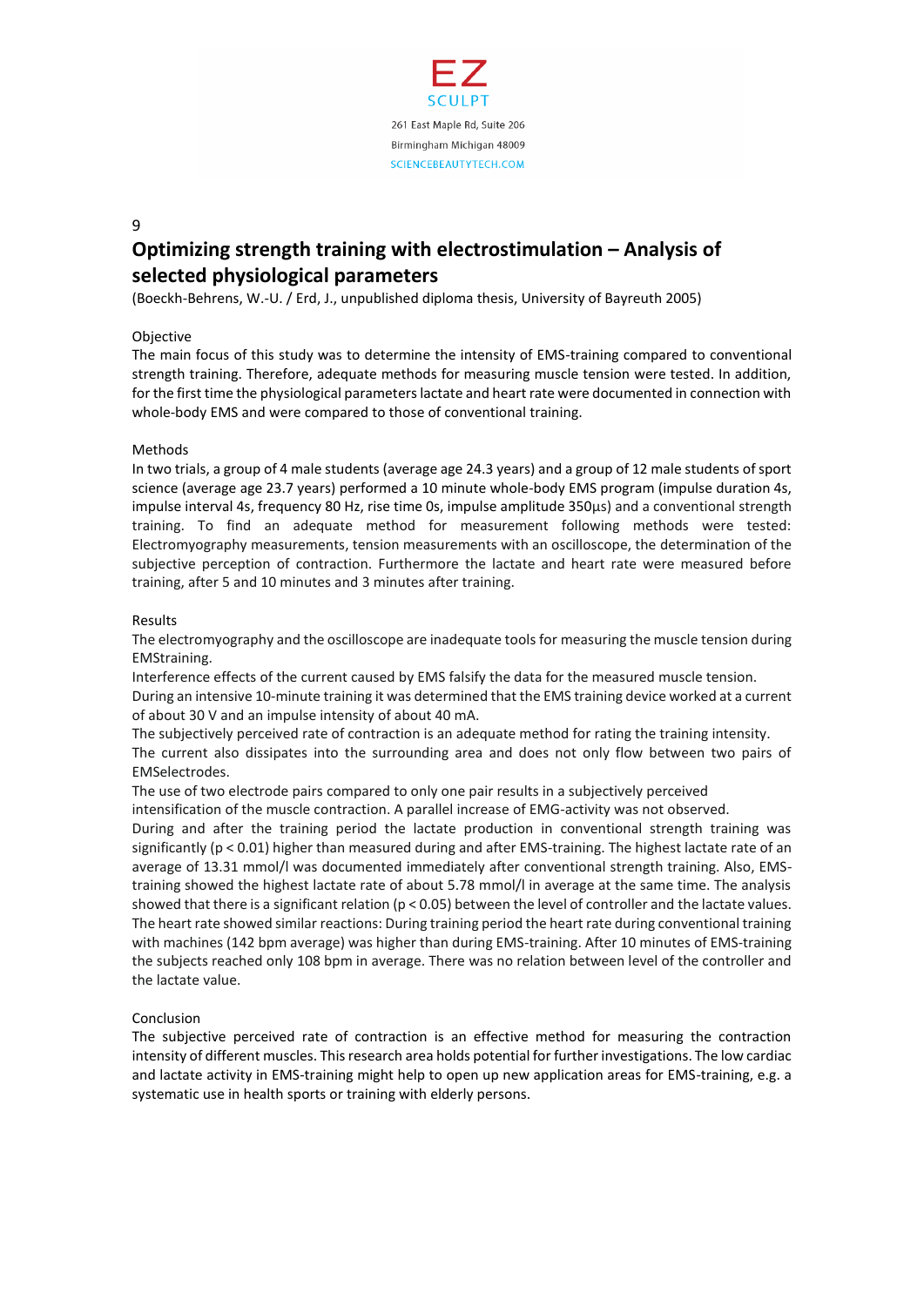# Optimizing strength training with electrostimulation – Analysis of selected physiological parameters

(Boeckh-Behrens, W.-U. / Erd, J., unpublished diploma thesis, University of Bayreuth 2005)

## Objective

The main focus of this study was to determine the intensity of EMS-training compared to conventional strength training. Therefore, adequate methods for measuring muscle tension were tested. In addition, for the first time the physiological parameters lactate and heart rate were documented in connection with whole-body EMS and were compared to those of conventional training.

## Methods

In two trials, a group of 4 male students (average age 24.3 years) and a group of 12 male students of sport science (average age 23.7 years) performed a 10 minute whole-body EMS program (impulse duration 4s, impulse interval 4s, frequency 80 Hz, rise time 0s, impulse amplitude 350µs) and a conventional strength training. To find an adequate method for measurement following methods were tested: Electromyography measurements, tension measurements with an oscilloscope, the determination of the subjective perception of contraction. Furthermore the lactate and heart rate were measured before training, after 5 and 10 minutes and 3 minutes after training.

## Results

The electromyography and the oscilloscope are inadequate tools for measuring the muscle tension during EMStraining.

Interference effects of the current caused by EMS falsify the data for the measured muscle tension.

During an intensive 10-minute training it was determined that the EMS training device worked at a current of about 30 V and an impulse intensity of about 40 mA.

The subjectively perceived rate of contraction is an adequate method for rating the training intensity.

The current also dissipates into the surrounding area and does not only flow between two pairs of EMSelectrodes.

The use of two electrode pairs compared to only one pair results in a subjectively perceived intensification of the muscle contraction. A parallel increase of EMG-activity was not observed.

During and after the training period the lactate production in conventional strength training was significantly ($p < 0.01$) higher than measured during and after EMS-training. The highest lactate rate of an average of 13.31 mmol/l was documented immediately after conventional strength training. Also, EMS-training showed the highest lactate rate of about 5.78 mmol/l in average at the same time. The analysis showed that there is a significant relation ($p < 0.05$) between the level of controller and the lactate values. The heart rate showed similar reactions: During training period the heart rate during conventional training with machines (142 bpm average) was higher than during EMS-training. After 10 minutes of EMS-training the subjects reached only 108 bpm in average. There was no relation between level of the controller and the lactate value.

## Conclusion

The subjective perceived rate of contraction is an effective method for measuring the contraction intensity of different muscles. This research area holds potential for further investigations. The low cardiac and lactate activity in EMS-training might help to open up new application areas for EMS-training, e.g. a systematic use in health sports or training with elderly persons.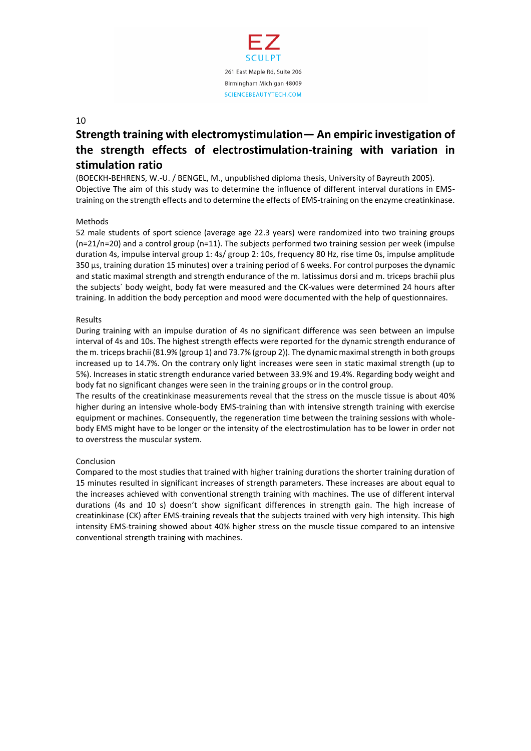10

## Strength training with electromystimulation— An empiric investigation of the strength effects of electrostimulation-training with variation in stimulation ratio

(BOECKH-BEHRENS, W.-U. / BENGEL, M., unpublished diploma thesis, University of Bayreuth 2005).
Objective The aim of this study was to determine the influence of different interval durations in EMS-training on the strength effects and to determine the effects of EMS-training on the enzyme creatinkinase.

Methods

52 male students of sport science (average age 22.3 years) were randomized into two training groups (n=21/n=20) and a control group (n=11). The subjects performed two training session per week (impulse duration 4s, impulse interval group 1: 4s/ group 2: 10s, frequency 80 Hz, rise time 0s, impulse amplitude 350 µs, training duration 15 minutes) over a training period of 6 weeks. For control purposes the dynamic and static maximal strength and strength endurance of the m. latissimus dorsi and m. triceps brachii plus the subjects´ body weight, body fat were measured and the CK-values were determined 24 hours after training. In addition the body perception and mood were documented with the help of questionnaires.

Results

During training with an impulse duration of 4s no significant difference was seen between an impulse interval of 4s and 10s. The highest strength effects were reported for the dynamic strength endurance of the m. triceps brachii (81.9% (group 1) and 73.7% (group 2)). The dynamic maximal strength in both groups increased up to 14.7%. On the contrary only light increases were seen in static maximal strength (up to 5%). Increases in static strength endurance varied between 33.9% and 19.4%. Regarding body weight and body fat no significant changes were seen in the training groups or in the control group.
The results of the creatinkinase measurements reveal that the stress on the muscle tissue is about 40% higher during an intensive whole-body EMS-training than with intensive strength training with exercise equipment or machines. Consequently, the regeneration time between the training sessions with whole-body EMS might have to be longer or the intensity of the electrostimulation has to be lower in order not to overstress the muscular system.

Conclusion

Compared to the most studies that trained with higher training durations the shorter training duration of 15 minutes resulted in significant increases of strength parameters. These increases are about equal to the increases achieved with conventional strength training with machines. The use of different interval durations (4s and 10 s) doesn't show significant differences in strength gain. The high increase of creatinkinase (CK) after EMS-training reveals that the subjects trained with very high intensity. This high intensity EMS-training showed about 40% higher stress on the muscle tissue compared to an intensive conventional strength training with machines.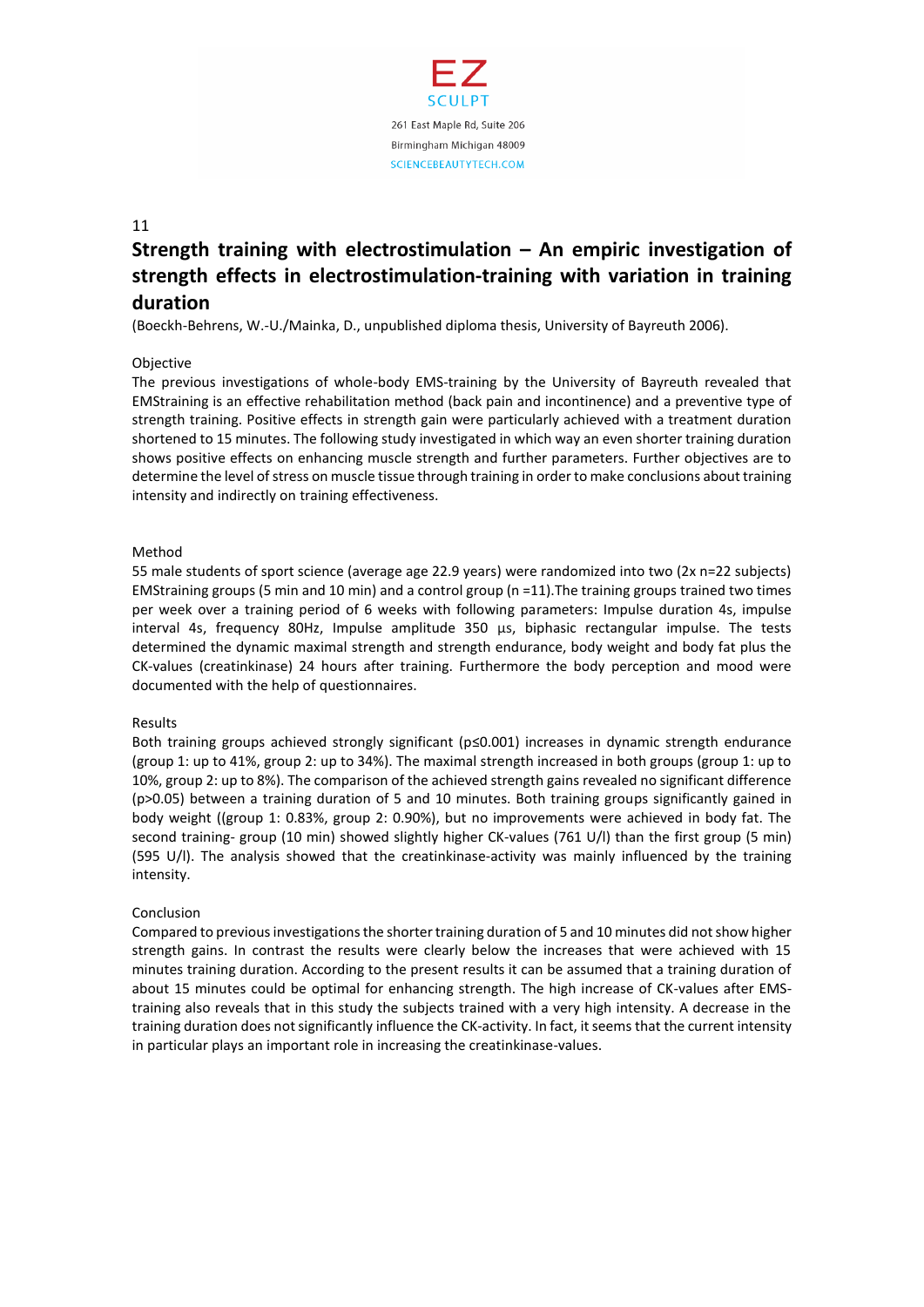11

## Strength training with electrostimulation – An empiric investigation of strength effects in electrostimulation-training with variation in training duration

(Boeckh-Behrens, W.-U./Mainka, D., unpublished diploma thesis, University of Bayreuth 2006).

Objective

The previous investigations of whole-body EMS-training by the University of Bayreuth revealed that EMStraining is an effective rehabilitation method (back pain and incontinence) and a preventive type of strength training. Positive effects in strength gain were particularly achieved with a treatment duration shortened to 15 minutes. The following study investigated in which way an even shorter training duration shows positive effects on enhancing muscle strength and further parameters. Further objectives are to determine the level of stress on muscle tissue through training in order to make conclusions about training intensity and indirectly on training effectiveness.

Method

55 male students of sport science (average age 22.9 years) were randomized into two (2x n=22 subjects) EMStraining groups (5 min and 10 min) and a control group (n =11).The training groups trained two times per week over a training period of 6 weeks with following parameters: Impulse duration 4s, impulse interval 4s, frequency 80Hz, Impulse amplitude 350 µs, biphasic rectangular impulse. The tests determined the dynamic maximal strength and strength endurance, body weight and body fat plus the CK-values (creatinkinase) 24 hours after training. Furthermore the body perception and mood were documented with the help of questionnaires.

Results

Both training groups achieved strongly significant ($p \leq 0.001$) increases in dynamic strength endurance (group 1: up to 41%, group 2: up to 34%). The maximal strength increased in both groups (group 1: up to 10%, group 2: up to 8%). The comparison of the achieved strength gains revealed no significant difference ($p > 0.05$) between a training duration of 5 and 10 minutes. Both training groups significantly gained in body weight ((group 1: 0.83%, group 2: 0.90%), but no improvements were achieved in body fat. The second training- group (10 min) showed slightly higher CK-values (761 U/l) than the first group (5 min) (595 U/l). The analysis showed that the creatinkinase-activity was mainly influenced by the training intensity.

Conclusion

Compared to previous investigations the shorter training duration of 5 and 10 minutes did not show higher strength gains. In contrast the results were clearly below the increases that were achieved with 15 minutes training duration. According to the present results it can be assumed that a training duration of about 15 minutes could be optimal for enhancing strength. The high increase of CK-values after EMS-training also reveals that in this study the subjects trained with a very high intensity. A decrease in the training duration does not significantly influence the CK-activity. In fact, it seems that the current intensity in particular plays an important role in increasing the creatinkinase-values.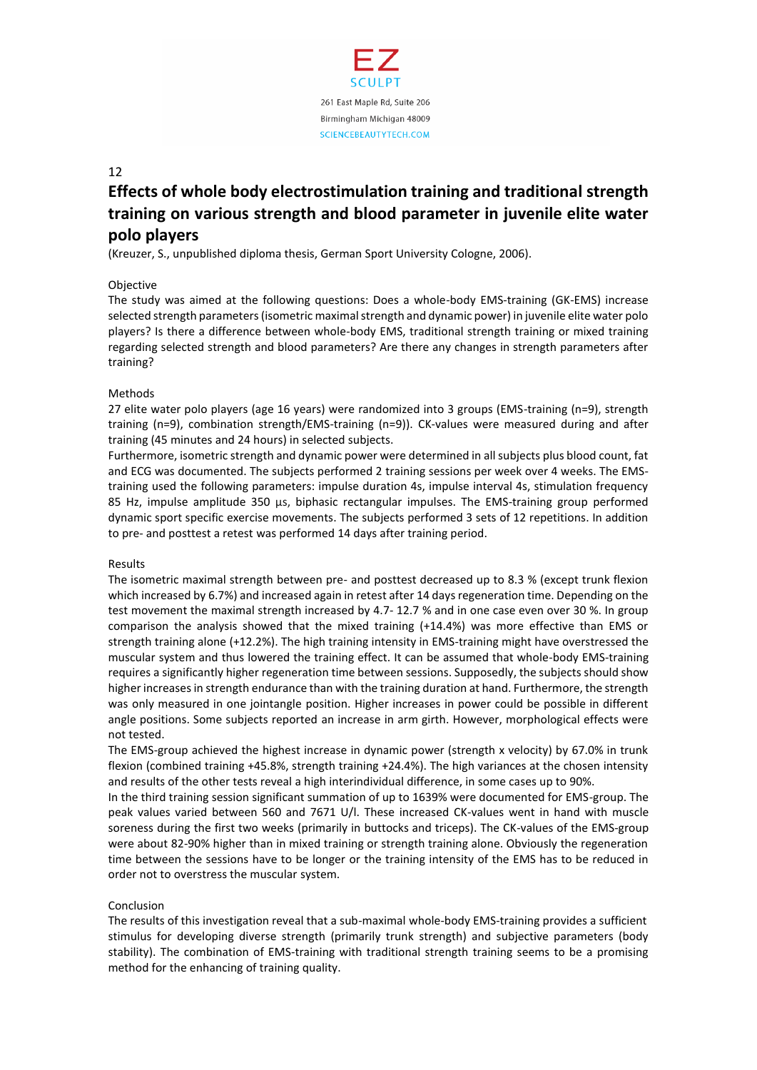12

# Effects of whole body electrostimulation training and traditional strength training on various strength and blood parameter in juvenile elite water polo players

(Kreuzer, S., unpublished diploma thesis, German Sport University Cologne, 2006).

Objective

The study was aimed at the following questions: Does a whole-body EMS-training (GK-EMS) increase selected strength parameters (isometric maximal strength and dynamic power) in juvenile elite water polo players? Is there a difference between whole-body EMS, traditional strength training or mixed training regarding selected strength and blood parameters? Are there any changes in strength parameters after training?

Methods

27 elite water polo players (age 16 years) were randomized into 3 groups (EMS-training (n=9), strength training (n=9), combination strength/EMS-training (n=9)). CK-values were measured during and after training (45 minutes and 24 hours) in selected subjects.

Furthermore, isometric strength and dynamic power were determined in all subjects plus blood count, fat and ECG was documented. The subjects performed 2 training sessions per week over 4 weeks. The EMS-training used the following parameters: impulse duration 4s, impulse interval 4s, stimulation frequency 85 Hz, impulse amplitude 350 µs, biphasic rectangular impulses. The EMS-training group performed dynamic sport specific exercise movements. The subjects performed 3 sets of 12 repetitions. In addition to pre- and posttest a retest was performed 14 days after training period.

Results

The isometric maximal strength between pre- and posttest decreased up to 8.3 % (except trunk flexion which increased by 6.7%) and increased again in retest after 14 days regeneration time. Depending on the test movement the maximal strength increased by 4.7- 12.7 % and in one case even over 30 %. In group comparison the analysis showed that the mixed training (+14.4%) was more effective than EMS or strength training alone (+12.2%). The high training intensity in EMS-training might have overstressed the muscular system and thus lowered the training effect. It can be assumed that whole-body EMS-training requires a significantly higher regeneration time between sessions. Supposedly, the subjects should show higher increases in strength endurance than with the training duration at hand. Furthermore, the strength was only measured in one jointangle position. Higher increases in power could be possible in different angle positions. Some subjects reported an increase in arm girth. However, morphological effects were not tested.

The EMS-group achieved the highest increase in dynamic power (strength x velocity) by 67.0% in trunk flexion (combined training +45.8%, strength training +24.4%). The high variances at the chosen intensity and results of the other tests reveal a high interindividual difference, in some cases up to 90%.

In the third training session significant summation of up to 1639% were documented for EMS-group. The peak values varied between 560 and 7671 U/l. These increased CK-values went in hand with muscle soreness during the first two weeks (primarily in buttocks and triceps). The CK-values of the EMS-group were about 82-90% higher than in mixed training or strength training alone. Obviously the regeneration time between the sessions have to be longer or the training intensity of the EMS has to be reduced in order not to overstress the muscular system.

Conclusion

The results of this investigation reveal that a sub-maximal whole-body EMS-training provides a sufficient stimulus for developing diverse strength (primarily trunk strength) and subjective parameters (body stability). The combination of EMS-training with traditional strength training seems to be a promising method for the enhancing of training quality.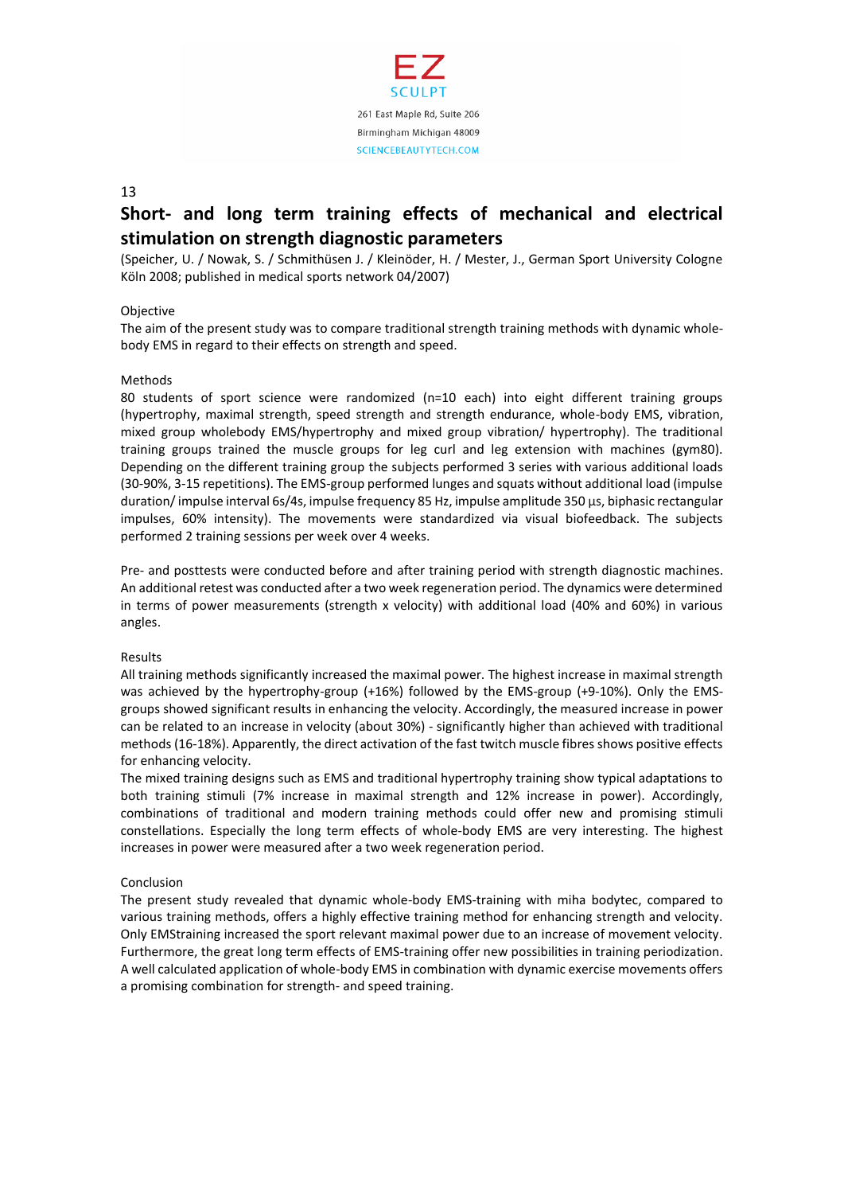## Short- and long term training effects of mechanical and electrical stimulation on strength diagnostic parameters

(Speicher, U. / Nowak, S. / Schmithüsen J. / Kleinöder, H. / Mester, J., German Sport University Cologne Köln 2008; published in medical sports network 04/2007)

### Objective

The aim of the present study was to compare traditional strength training methods with dynamic whole-body EMS in regard to their effects on strength and speed.

### Methods

80 students of sport science were randomized (n=10 each) into eight different training groups (hypertrophy, maximal strength, speed strength and strength endurance, whole-body EMS, vibration, mixed group wholebody EMS/hypertrophy and mixed group vibration/ hypertrophy). The traditional training groups trained the muscle groups for leg curl and leg extension with machines (gym80). Depending on the different training group the subjects performed 3 series with various additional loads (30-90%, 3-15 repetitions). The EMS-group performed lunges and squats without additional load (impulse duration/ impulse interval 6s/4s, impulse frequency 85 Hz, impulse amplitude 350 μs, biphasic rectangular impulses, 60% intensity). The movements were standardized via visual biofeedback. The subjects performed 2 training sessions per week over 4 weeks.

Pre- and posttests were conducted before and after training period with strength diagnostic machines. An additional retest was conducted after a two week regeneration period. The dynamics were determined in terms of power measurements (strength x velocity) with additional load (40% and 60%) in various angles.

### Results

All training methods significantly increased the maximal power. The highest increase in maximal strength was achieved by the hypertrophy-group (+16%) followed by the EMS-group (+9-10%). Only the EMS-groups showed significant results in enhancing the velocity. Accordingly, the measured increase in power can be related to an increase in velocity (about 30%) - significantly higher than achieved with traditional methods (16-18%). Apparently, the direct activation of the fast twitch muscle fibres shows positive effects for enhancing velocity.

The mixed training designs such as EMS and traditional hypertrophy training show typical adaptations to both training stimuli (7% increase in maximal strength and 12% increase in power). Accordingly, combinations of traditional and modern training methods could offer new and promising stimuli constellations. Especially the long term effects of whole-body EMS are very interesting. The highest increases in power were measured after a two week regeneration period.

### Conclusion

The present study revealed that dynamic whole-body EMS-training with miha bodytec, compared to various training methods, offers a highly effective training method for enhancing strength and velocity. Only EMStraining increased the sport relevant maximal power due to an increase of movement velocity. Furthermore, the great long term effects of EMS-training offer new possibilities in training periodization. A well calculated application of whole-body EMS in combination with dynamic exercise movements offers a promising combination for strength- and speed training.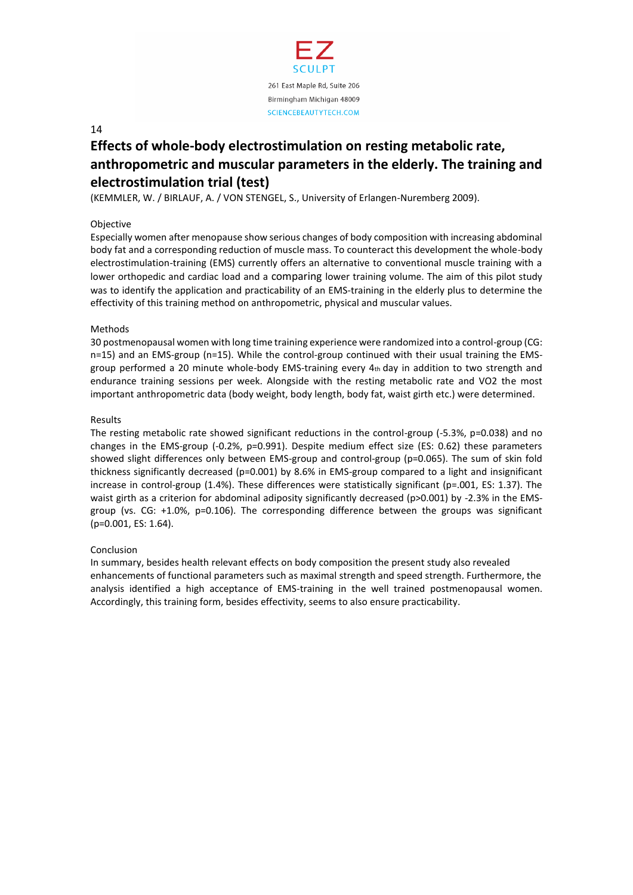# Effects of whole-body electrostimulation on resting metabolic rate, anthropometric and muscular parameters in the elderly. The training and electrostimulation trial (test)

(KEMMLER, W. / BIRLAUF, A. / VON STENGEL, S., University of Erlangen-Nuremberg 2009).

## Objective

Especially women after menopause show serious changes of body composition with increasing abdominal body fat and a corresponding reduction of muscle mass. To counteract this development the whole-body electrostimulation-training (EMS) currently offers an alternative to conventional muscle training with a lower orthopedic and cardiac load and a comparing lower training volume. The aim of this pilot study was to identify the application and practicability of an EMS-training in the elderly plus to determine the effectivity of this training method on anthropometric, physical and muscular values.

## Methods

30 postmenopausal women with long time training experience were randomized into a control-group (CG: n=15) and an EMS-group (n=15). While the control-group continued with their usual training the EMS-group performed a 20 minute whole-body EMS-training every 4th day in addition to two strength and endurance training sessions per week. Alongside with the resting metabolic rate and VO2 the most important anthropometric data (body weight, body length, body fat, waist girth etc.) were determined.

## Results

The resting metabolic rate showed significant reductions in the control-group (-5.3%, p=0.038) and no changes in the EMS-group (-0.2%, p=0.991). Despite medium effect size (ES: 0.62) these parameters showed slight differences only between EMS-group and control-group (p=0.065). The sum of skin fold thickness significantly decreased (p=0.001) by 8.6% in EMS-group compared to a light and insignificant increase in control-group (1.4%). These differences were statistically significant (p=.001, ES: 1.37). The waist girth as a criterion for abdominal adiposity significantly decreased (p>0.001) by -2.3% in the EMS-group (vs. CG: +1.0%, p=0.106). The corresponding difference between the groups was significant (p=0.001, ES: 1.64).

## Conclusion

In summary, besides health relevant effects on body composition the present study also revealed enhancements of functional parameters such as maximal strength and speed strength. Furthermore, the analysis identified a high acceptance of EMS-training in the well trained postmenopausal women. Accordingly, this training form, besides effectivity, seems to also ensure practicability.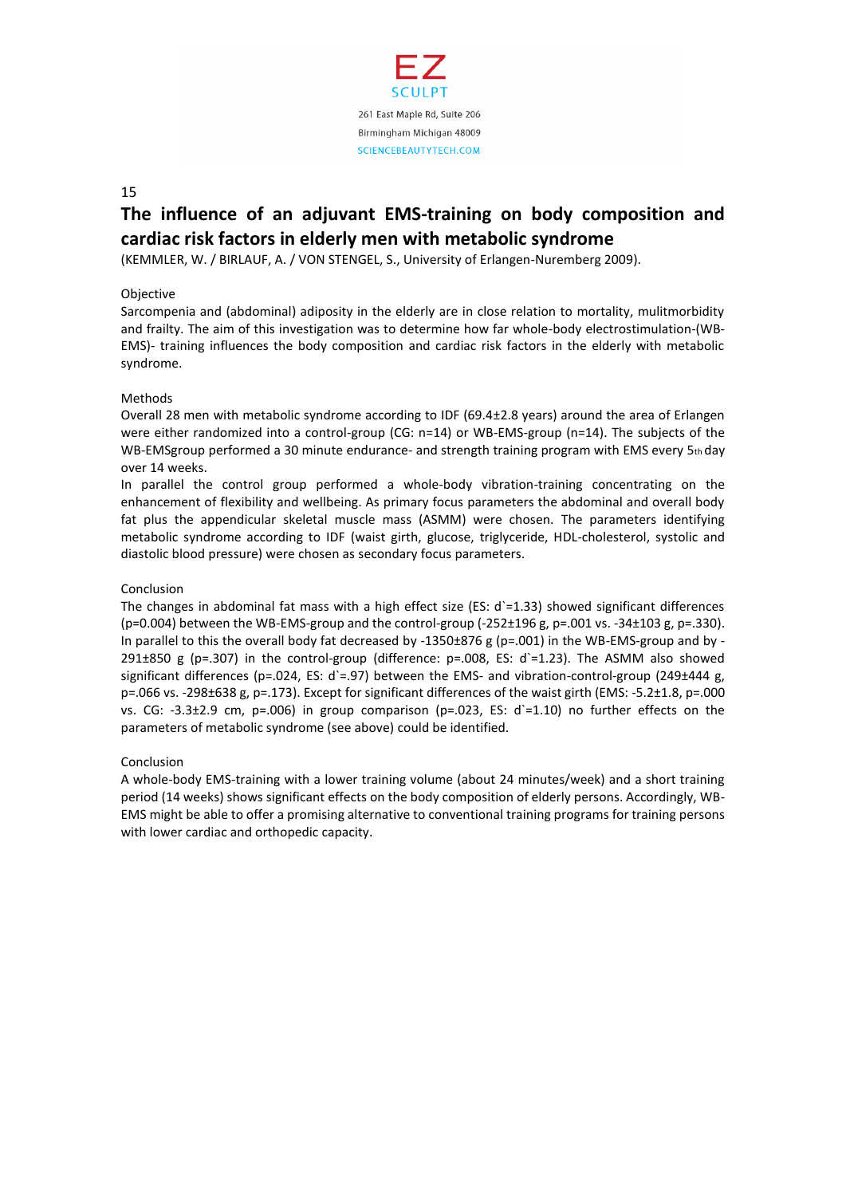15

## The influence of an adjuvant EMS-training on body composition and cardiac risk factors in elderly men with metabolic syndrome

(KEMMLER, W. / BIRLAUF, A. / VON STENGEL, S., University of Erlangen-Nuremberg 2009).

Objective

Sarcompenia and (abdominal) adiposity in the elderly are in close relation to mortality, mulitmorbidity and frailty. The aim of this investigation was to determine how far whole-body electrostimulation-(WB-EMS)- training influences the body composition and cardiac risk factors in the elderly with metabolic syndrome.

Methods

Overall 28 men with metabolic syndrome according to IDF (69.4±2.8 years) around the area of Erlangen were either randomized into a control-group (CG: n=14) or WB-EMS-group (n=14). The subjects of the WB-EMSgroup performed a 30 minute endurance- and strength training program with EMS every 5th day over 14 weeks.

In parallel the control group performed a whole-body vibration-training concentrating on the enhancement of flexibility and wellbeing. As primary focus parameters the abdominal and overall body fat plus the appendicular skeletal muscle mass (ASMM) were chosen. The parameters identifying metabolic syndrome according to IDF (waist girth, glucose, triglyceride, HDL-cholesterol, systolic and diastolic blood pressure) were chosen as secondary focus parameters.

Conclusion

The changes in abdominal fat mass with a high effect size (ES: d`=1.33) showed significant differences (p=0.004) between the WB-EMS-group and the control-group (-252±196 g, p=.001 vs. -34±103 g, p=.330). In parallel to this the overall body fat decreased by -1350±876 g (p=.001) in the WB-EMS-group and by -291±850 g (p=.307) in the control-group (difference: p=.008, ES: d`=1.23). The ASMM also showed significant differences (p=.024, ES: d`=.97) between the EMS- and vibration-control-group (249±444 g, p=.066 vs. -298±638 g, p=.173). Except for significant differences of the waist girth (EMS: -5.2±1.8, p=.000 vs. CG: -3.3±2.9 cm, p=.006) in group comparison (p=.023, ES: d`=1.10) no further effects on the parameters of metabolic syndrome (see above) could be identified.

Conclusion

A whole-body EMS-training with a lower training volume (about 24 minutes/week) and a short training period (14 weeks) shows significant effects on the body composition of elderly persons. Accordingly, WB-EMS might be able to offer a promising alternative to conventional training programs for training persons with lower cardiac and orthopedic capacity.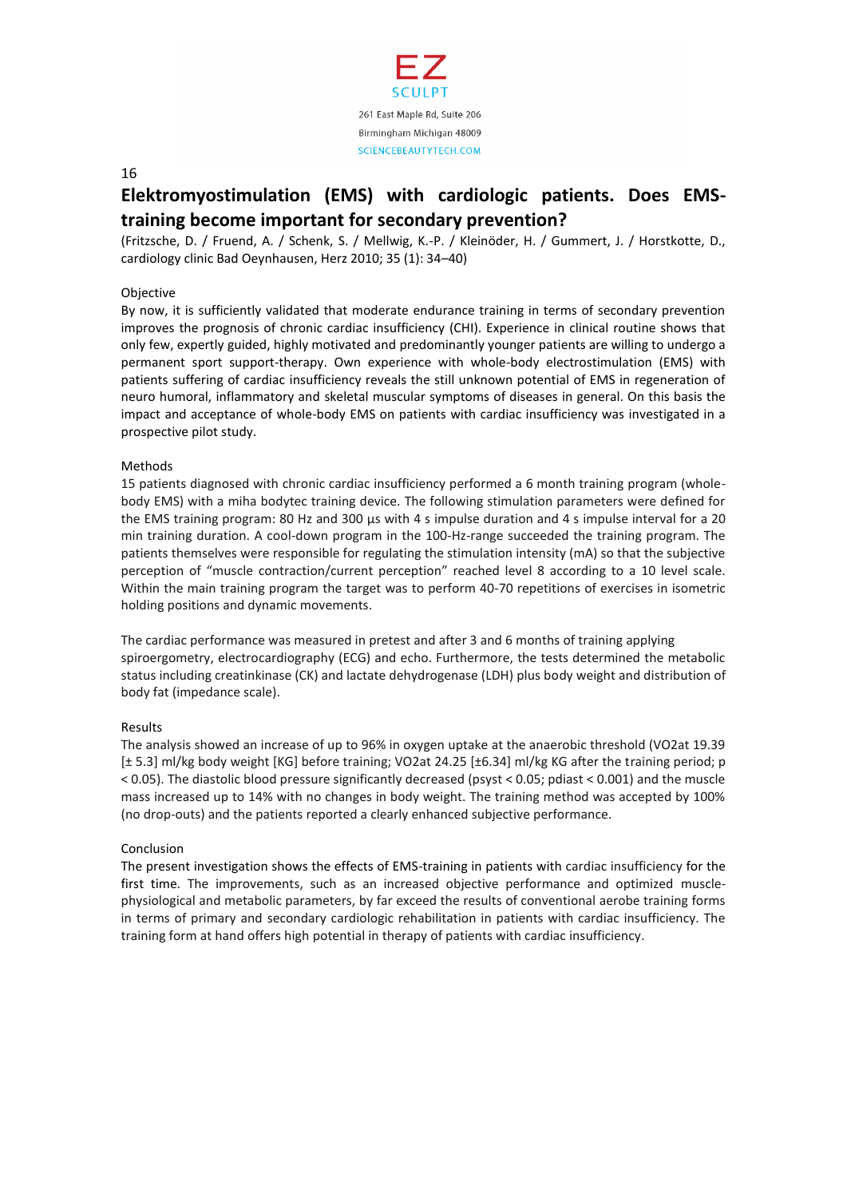16

# Elektromyostimulation (EMS) with cardiologic patients. Does EMS-training become important for secondary prevention?

(Fritzsche, D. / Fruend, A. / Schenk, S. / Mellwig, K.-P. / Kleinöder, H. / Gummert, J. / Horstkotte, D., cardiology clinic Bad Oeynhausen, Herz 2010; 35 (1): 34–40)

## Objective

By now, it is sufficiently validated that moderate endurance training in terms of secondary prevention improves the prognosis of chronic cardiac insufficiency (CHI). Experience in clinical routine shows that only few, expertly guided, highly motivated and predominantly younger patients are willing to undergo a permanent sport support-therapy. Own experience with whole-body electrostimulation (EMS) with patients suffering of cardiac insufficiency reveals the still unknown potential of EMS in regeneration of neuro humoral, inflammatory and skeletal muscular symptoms of diseases in general. On this basis the impact and acceptance of whole-body EMS on patients with cardiac insufficiency was investigated in a prospective pilot study.

## Methods

15 patients diagnosed with chronic cardiac insufficiency performed a 6 month training program (whole-body EMS) with a miha bodytec training device. The following stimulation parameters were defined for the EMS training program: 80 Hz and 300 µs with 4 s impulse duration and 4 s impulse interval for a 20 min training duration. A cool-down program in the 100-Hz-range succeeded the training program. The patients themselves were responsible for regulating the stimulation intensity (mA) so that the subjective perception of "muscle contraction/current perception" reached level 8 according to a 10 level scale. Within the main training program the target was to perform 40-70 repetitions of exercises in isometric holding positions and dynamic movements.

The cardiac performance was measured in pretest and after 3 and 6 months of training applying spiroergometry, electrocardiography (ECG) and echo. Furthermore, the tests determined the metabolic status including creatinkinase (CK) and lactate dehydrogenase (LDH) plus body weight and distribution of body fat (impedance scale).

## Results

The analysis showed an increase of up to 96% in oxygen uptake at the anaerobic threshold (VO2at 19.39 [± 5.3] ml/kg body weight [KG] before training; VO2at 24.25 [±6.34] ml/kg KG after the training period; $p < 0.05$). The diastolic blood pressure significantly decreased ($p_{syst} < 0.05$; $p_{diast} < 0.001$) and the muscle mass increased up to 14% with no changes in body weight. The training method was accepted by 100% (no drop-outs) and the patients reported a clearly enhanced subjective performance.

## Conclusion

The present investigation shows the effects of EMS-training in patients with cardiac insufficiency for the first time. The improvements, such as an increased objective performance and optimized muscle-physiological and metabolic parameters, by far exceed the results of conventional aerobe training forms in terms of primary and secondary cardiologic rehabilitation in patients with cardiac insufficiency. The training form at hand offers high potential in therapy of patients with cardiac insufficiency.